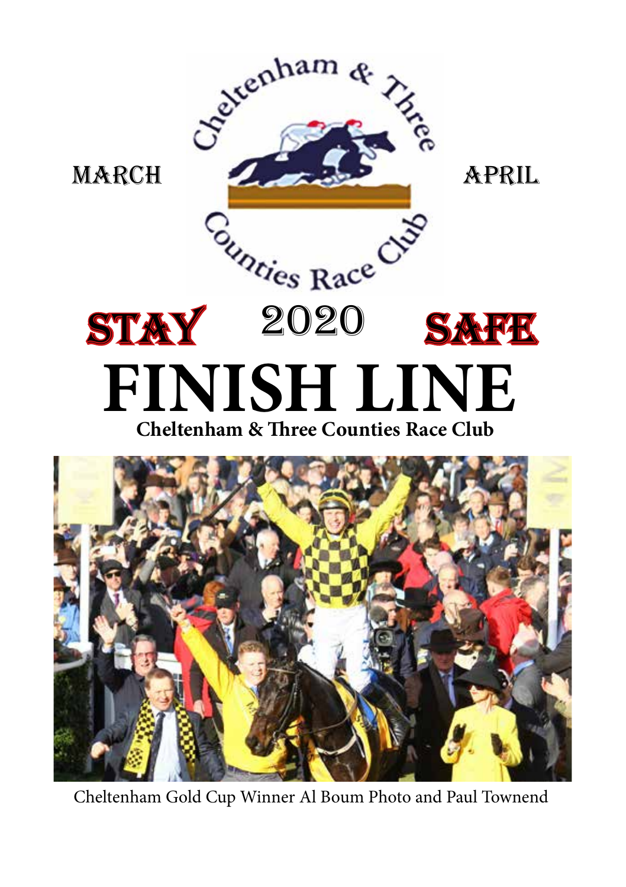MARCH APRIL

STAY 2020 SAFE

# FINISH LINE

**Cheltenham & Three Counties Race Club**

Cheltenham Gold Cup Winner Al Boum Photo and Paul Townend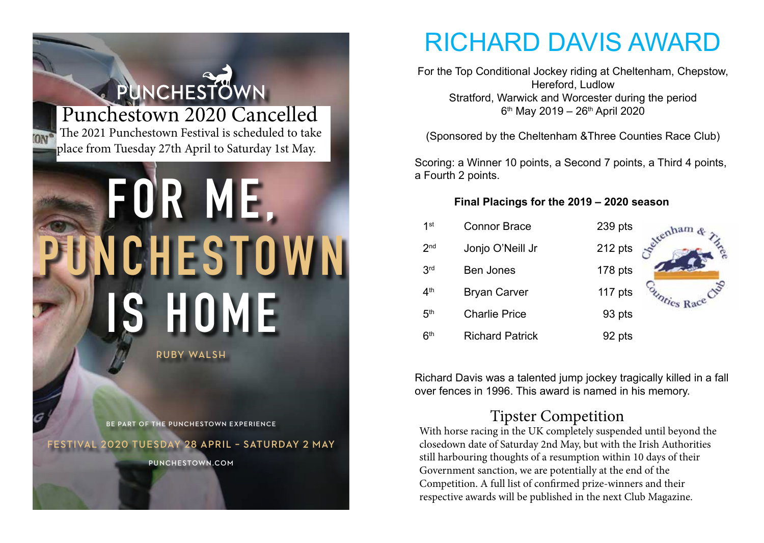## PUNCHESTOWN

## Punchestown 2020 Cancelled

The 2021 Punchestown Festival is scheduled to take place from Tuesday 27th April to Saturday 1st May.

# FOR ME, PUNCHESTOWN IS HOME

RUBY WALSH

BE PART OF THE PUNCHESTOWN EXPERIENCE

FESTIVAL 2020 TUESDAY 28 APRIL – SATURDAY 2 MAY

PUNCHESTOWN.COM

# RICHARD DAVIS AWARD

For the Top Conditional Jockey riding at Cheltenham, Chepstow, Hereford, Ludlow Stratford, Warwick and Worcester during the period 6th May 2019 – 26th April 2020

(Sponsored by the Cheltenham &Three Counties Race Club)

Scoring: a Winner 10 points, a Second 7 points, a Third 4 points, a Fourth 2 points.

**Final Placings for the 2019 – 2020 season**

| | | |
|---|---|---|
| 1st | Connor Brace | 239 pts |
| 2nd | Jonjo O'Neill Jr | 212 pts |
| 3rd | Ben Jones | 178 pts |
| 4th | Bryan Carver | 117 pts |
| 5th | Charlie Price | 93 pts |
| 6th | Richard Patrick | 92 pts |

Cheltenham & Three Counties Race Club

Richard Davis was a talented jump jockey tragically killed in a fall over fences in 1996. This award is named in his memory.

## Tipster Competition

With horse racing in the UK completely suspended until beyond the closedown date of Saturday 2nd May, but with the Irish Authorities still harbouring thoughts of a resumption within 10 days of their Government sanction, we are potentially at the end of the Competition. A full list of confirmed prize-winners and their respective awards will be published in the next Club Magazine.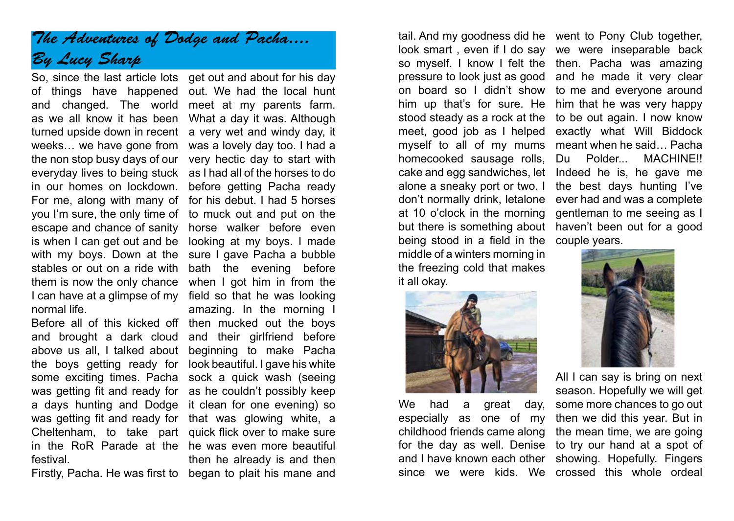# *The Adventures of Dodge and Pacha.... By Lucy Sharp*

So, since the last article lots of things have happened and changed. The world as we all know it has been turned upside down in recent weeks… we have gone from the non stop busy days of our everyday lives to being stuck in our homes on lockdown. For me, along with many of you I'm sure, the only time of escape and chance of sanity is when I can get out and be with my boys. Down at the stables or out on a ride with them is now the only chance I can have at a glimpse of my normal life.

Before all of this kicked off and brought a dark cloud above us all, I talked about the boys getting ready for some exciting times. Pacha was getting fit and ready for a days hunting and Dodge was getting fit and ready for Cheltenham, to take part in the RoR Parade at the festival.

Firstly, Pacha. He was first to get out and about for his day out. We had the local hunt meet at my parents farm. What a day it was. Although a very wet and windy day, it was a lovely day too. I had a very hectic day to start with as I had all of the horses to do before getting Pacha ready for his debut. I had 5 horses to muck out and put on the horse walker before even looking at my boys. I made sure I gave Pacha a bubble bath the evening before when I got him in from the field so that he was looking amazing. In the morning I then mucked out the boys and their girlfriend before beginning to make Pacha look beautiful. I gave his white sock a quick wash (seeing as he couldn't possibly keep it clean for one evening) so that was glowing white, a quick flick over to make sure he was even more beautiful then he already is and then began to plait his mane and tail. And my goodness did he look smart , even if I do say so myself. I know I felt the pressure to look just as good on board so I didn't show him up that's for sure. He stood steady as a rock at the meet, good job as I helped myself to all of my mums homecooked sausage rolls, cake and egg sandwiches, let alone a sneaky port or two. I don't normally drink, letalone at 10 o'clock in the morning but there is something about being stood in a field in the middle of a winters morning in the freezing cold that makes it all okay.

We had a great day, especially as one of my childhood friends came along for the day as well. Denise and I have known each other since we were kids. We went to Pony Club together, we were inseparable back then. Pacha was amazing and he made it very clear to me and everyone around him that he was very happy to be out again. I now know exactly what Will Biddock meant when he said… Pacha Du Polder... MACHINE!! Indeed he is, he gave me the best days hunting I've ever had and was a complete gentleman to me seeing as I haven't been out for a good couple years.

All I can say is bring on next season. Hopefully we will get some more chances to go out then we did this year. But in the mean time, we are going to try our hand at a spot of showing. Hopefully. Fingers crossed this whole ordeal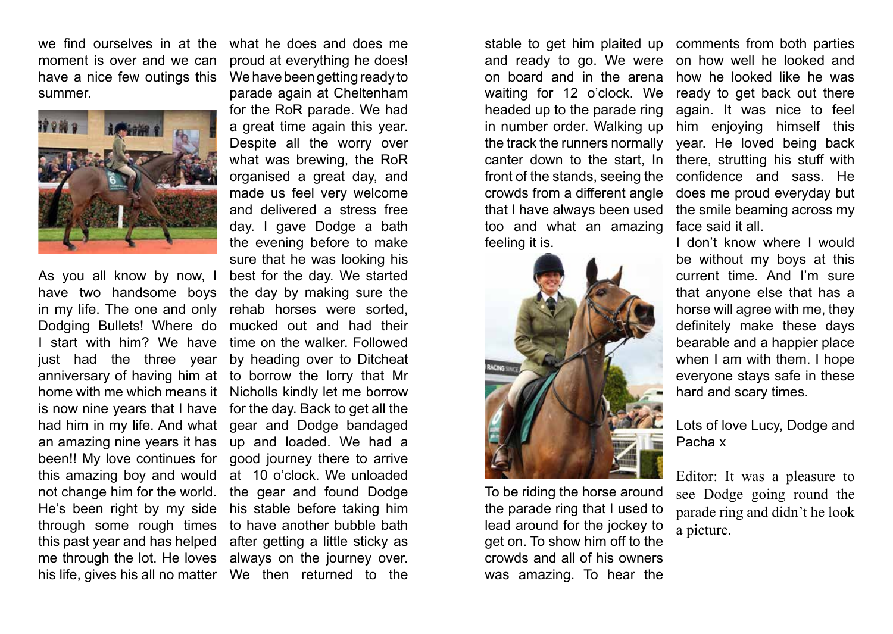we find ourselves in at the moment is over and we can have a nice few outings this summer.

As you all know by now, I have two handsome boys in my life. The one and only Dodging Bullets! Where do I start with him? We have just had the three year anniversary of having him at home with me which means it is now nine years that I have had him in my life. And what an amazing nine years it has been!! My love continues for this amazing boy and would not change him for the world. He's been right by my side through some rough times this past year and has helped me through the lot. He loves his life, gives his all no matter what he does and does me proud at everything he does! We have been getting ready to parade again at Cheltenham for the RoR parade. We had a great time again this year. Despite all the worry over what was brewing, the RoR organised a great day, and made us feel very welcome and delivered a stress free day. I gave Dodge a bath the evening before to make sure that he was looking his best for the day. We started the day by making sure the rehab horses were sorted, mucked out and had their time on the walker. Followed by heading over to Ditcheat to borrow the lorry that Mr Nicholls kindly let me borrow for the day. Back to get all the gear and Dodge bandaged up and loaded. We had a good journey there to arrive at 10 o'clock. We unloaded the gear and found Dodge his stable before taking him to have another bubble bath after getting a little sticky as always on the journey over. We then returned to the stable to get him plaited up and ready to go. We were on board and in the arena waiting for 12 o'clock. We headed up to the parade ring in number order. Walking up the track the runners normally canter down to the start, In front of the stands, seeing the crowds from a different angle that I have always been used too and what an amazing feeling it is.

To be riding the horse around the parade ring that I used to lead around for the jockey to get on. To show him off to the crowds and all of his owners was amazing. To hear the comments from both parties on how well he looked and how he looked like he was ready to get back out there again. It was nice to feel him enjoying himself this year. He loved being back there, strutting his stuff with confidence and sass. He does me proud everyday but the smile beaming across my face said it all.

I don't know where I would be without my boys at this current time. And I'm sure that anyone else that has a horse will agree with me, they definitely make these days bearable and a happier place when I am with them. I hope everyone stays safe in these hard and scary times.

Lots of love Lucy, Dodge and Pacha x

Editor: It was a pleasure to see Dodge going round the parade ring and didn't he look a picture.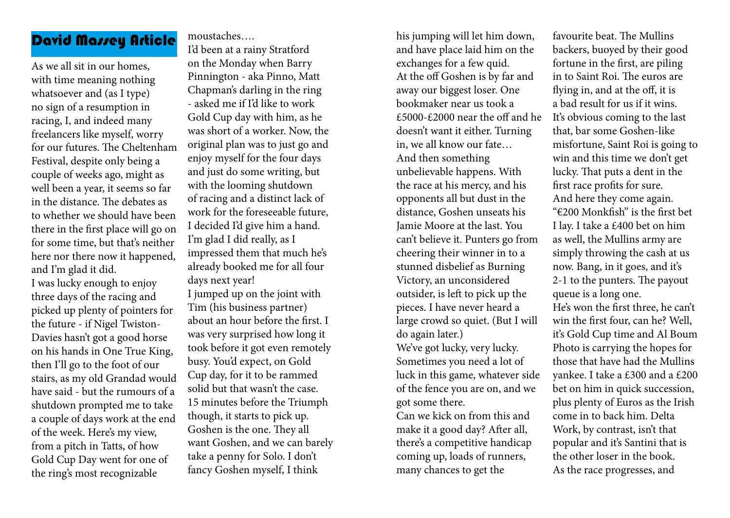# David Massey Article

As we all sit in our homes, with time meaning nothing whatsoever and (as I type) no sign of a resumption in racing, I, and indeed many freelancers like myself, worry for our futures. The Cheltenham Festival, despite only being a couple of weeks ago, might as well been a year, it seems so far in the distance. The debates as to whether we should have been there in the first place will go on for some time, but that's neither here nor there now it happened, and I'm glad it did.

I was lucky enough to enjoy three days of the racing and picked up plenty of pointers for the future - if Nigel Twiston-Davies hasn't got a good horse on his hands in One True King, then I'll go to the foot of our stairs, as my old Grandad would have said - but the rumours of a shutdown prompted me to take a couple of days work at the end of the week. Here's my view, from a pitch in Tatts, of how Gold Cup Day went for one of the ring's most recognizable moustaches….

I'd been at a rainy Stratford on the Monday when Barry Pinnington - aka Pinno, Matt Chapman's darling in the ring - asked me if I'd like to work Gold Cup day with him, as he was short of a worker. Now, the original plan was to just go and enjoy myself for the four days and just do some writing, but with the looming shutdown of racing and a distinct lack of work for the foreseeable future, I decided I'd give him a hand. I'm glad I did really, as I impressed them that much he's already booked me for all four days next year!

I jumped up on the joint with Tim (his business partner) about an hour before the first. I was very surprised how long it took before it got even remotely busy. You'd expect, on Gold Cup day, for it to be rammed solid but that wasn't the case. 15 minutes before the Triumph though, it starts to pick up. Goshen is the one. They all want Goshen, and we can barely take a penny for Solo. I don't fancy Goshen myself, I think his jumping will let him down, and have place laid him on the exchanges for a few quid.

At the off Goshen is by far and away our biggest loser. One bookmaker near us took a £5000-£2000 near the off and he doesn't want it either. Turning in, we all know our fate…

And then something unbelievable happens. With the race at his mercy, and his opponents all but dust in the distance, Goshen unseats his Jamie Moore at the last. You can't believe it. Punters go from cheering their winner in to a stunned disbelief as Burning Victory, an unconsidered outsider, is left to pick up the pieces. I have never heard a large crowd so quiet. (But I will do again later.)

We've got lucky, very lucky. Sometimes you need a lot of luck in this game, whatever side of the fence you are on, and we got some there.

Can we kick on from this and make it a good day? After all, there's a competitive handicap coming up, loads of runners, many chances to get the favourite beat. The Mullins backers, buoyed by their good fortune in the first, are piling in to Saint Roi. The euros are flying in, and at the off, it is a bad result for us if it wins. It's obvious coming to the last that, bar some Goshen-like misfortune, Saint Roi is going to win and this time we don't get lucky. That puts a dent in the first race profits for sure.

And here they come again. "€200 Monkfish" is the first bet I lay. I take a £400 bet on him as well, the Mullins army are simply throwing the cash at us now. Bang, in it goes, and it's 2-1 to the punters. The payout queue is a long one.

He's won the first three, he can't win the first four, can he? Well, it's Gold Cup time and Al Boum Photo is carrying the hopes for those that have had the Mullins yankee. I take a £300 and a £200 bet on him in quick succession, plus plenty of Euros as the Irish come in to back him. Delta Work, by contrast, isn't that popular and it's Santini that is the other loser in the book.

As the race progresses, and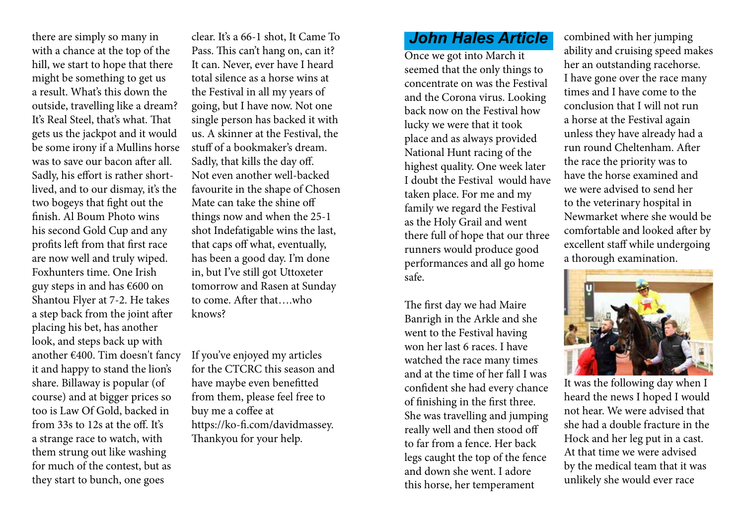there are simply so many in with a chance at the top of the hill, we start to hope that there might be something to get us a result. What's this down the outside, travelling like a dream? It's Real Steel, that's what. That gets us the jackpot and it would be some irony if a Mullins horse was to save our bacon after all. Sadly, his effort is rather short-lived, and to our dismay, it's the two bogeys that fight out the finish. Al Boum Photo wins his second Gold Cup and any profits left from that first race are now well and truly wiped. Foxhunters time. One Irish guy steps in and has €600 on Shantou Flyer at 7-2. He takes a step back from the joint after placing his bet, has another look, and steps back up with another €400. Tim doesn't fancy it and happy to stand the lion's share. Billaway is popular (of course) and at bigger prices so too is Law Of Gold, backed in from 33s to 12s at the off. It's a strange race to watch, with them strung out like washing for much of the contest, but as they start to bunch, one goes clear. It's a 66-1 shot, It Came To Pass. This can't hang on, can it? It can. Never, ever have I heard total silence as a horse wins at the Festival in all my years of going, but I have now. Not one single person has backed it with us. A skinner at the Festival, the stuff of a bookmaker's dream. Sadly, that kills the day off. Not even another well-backed favourite in the shape of Chosen Mate can take the shine off things now and when the 25-1 shot Indefatigable wins the last, that caps off what, eventually, has been a good day. I'm done in, but I've still got Uttoxeter tomorrow and Rasen at Sunday to come. After that….who knows?

If you've enjoyed my articles for the CTCRC this season and have maybe even benefitted from them, please feel free to buy me a coffee at https://ko-fi.com/davidmassey. Thankyou for your help.

## John Hales Article

Once we got into March it seemed that the only things to concentrate on was the Festival and the Corona virus. Looking back now on the Festival how lucky we were that it took place and as always provided National Hunt racing of the highest quality. One week later I doubt the Festival would have taken place. For me and my family we regard the Festival as the Holy Grail and went there full of hope that our three runners would produce good performances and all go home safe.

The first day we had Maire Banrigh in the Arkle and she went to the Festival having won her last 6 races. I have watched the race many times and at the time of her fall I was confident she had every chance of finishing in the first three. She was travelling and jumping really well and then stood off to far from a fence. Her back legs caught the top of the fence and down she went. I adore this horse, her temperament combined with her jumping ability and cruising speed makes her an outstanding racehorse. I have gone over the race many times and I have come to the conclusion that I will not run a horse at the Festival again unless they have already had a run round Cheltenham. After the race the priority was to have the horse examined and we were advised to send her to the veterinary hospital in Newmarket where she would be comfortable and looked after by excellent staff while undergoing a thorough examination.

It was the following day when I heard the news I hoped I would not hear. We were advised that she had a double fracture in the Hock and her leg put in a cast. At that time we were advised by the medical team that it was unlikely she would ever race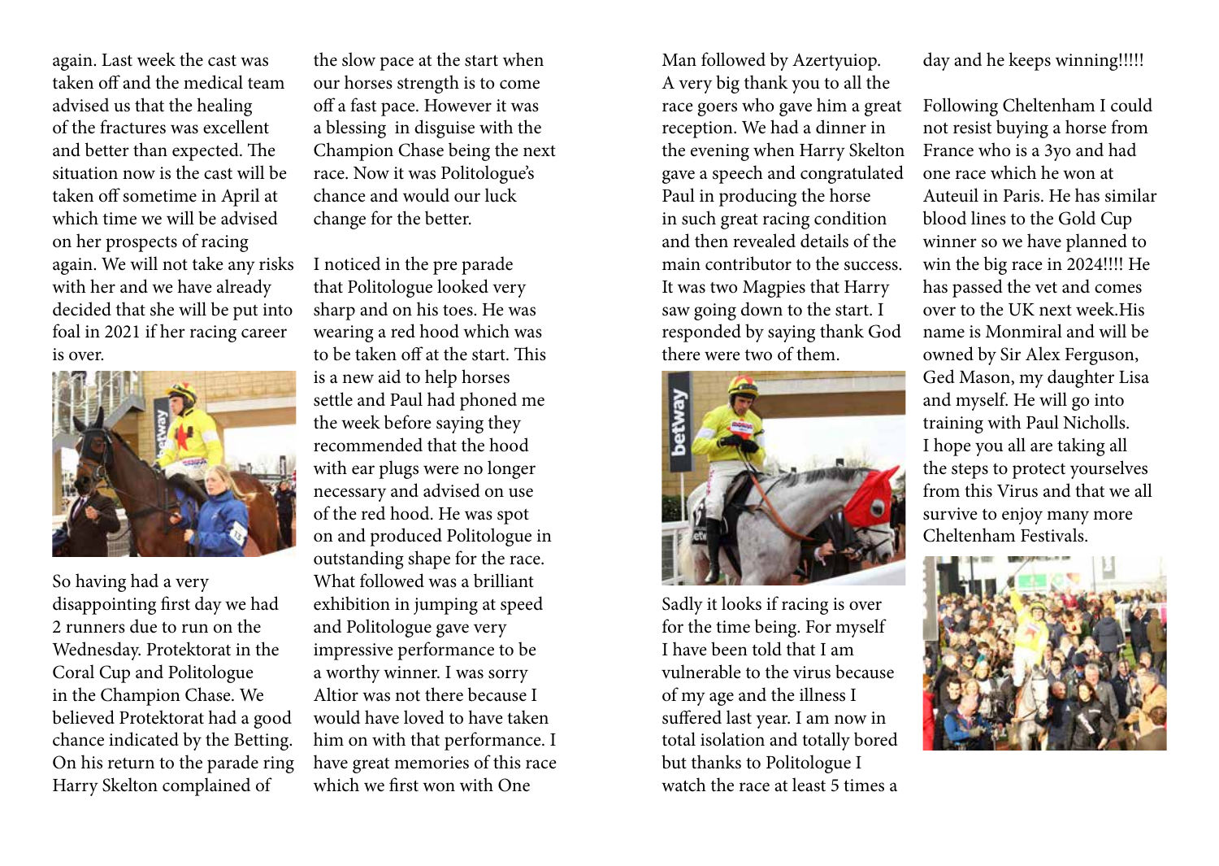again. Last week the cast was taken off and the medical team advised us that the healing of the fractures was excellent and better than expected. The situation now is the cast will be taken off sometime in April at which time we will be advised on her prospects of racing again. We will not take any risks with her and we have already decided that she will be put into foal in 2021 if her racing career is over.

So having had a very disappointing first day we had 2 runners due to run on the Wednesday. Protektorat in the Coral Cup and Politologue in the Champion Chase. We believed Protektorat had a good chance indicated by the Betting. On his return to the parade ring Harry Skelton complained of the slow pace at the start when our horses strength is to come off a fast pace. However it was a blessing in disguise with the Champion Chase being the next race. Now it was Politologue's chance and would our luck change for the better.

I noticed in the pre parade that Politologue looked very sharp and on his toes. He was wearing a red hood which was to be taken off at the start. This is a new aid to help horses settle and Paul had phoned me the week before saying they recommended that the hood with ear plugs were no longer necessary and advised on use of the red hood. He was spot on and produced Politologue in outstanding shape for the race. What followed was a brilliant exhibition in jumping at speed and Politologue gave very impressive performance to be a worthy winner. I was sorry Altior was not there because I would have loved to have taken him on with that performance. I have great memories of this race which we first won with One Man followed by Azertyuiop. A very big thank you to all the race goers who gave him a great reception. We had a dinner in the evening when Harry Skelton gave a speech and congratulated Paul in producing the horse in such great racing condition and then revealed details of the main contributor to the success. It was two Magpies that Harry saw going down to the start. I responded by saying thank God there were two of them.

Sadly it looks if racing is over for the time being. For myself I have been told that I am vulnerable to the virus because of my age and the illness I suffered last year. I am now in total isolation and totally bored but thanks to Politologue I watch the race at least 5 times a day and he keeps winning!!!!!

Following Cheltenham I could not resist buying a horse from France who is a 3yo and had one race which he won at Auteuil in Paris. He has similar blood lines to the Gold Cup winner so we have planned to win the big race in 2024!!!! He has passed the vet and comes over to the UK next week.His name is Monmiral and will be owned by Sir Alex Ferguson, Ged Mason, my daughter Lisa and myself. He will go into training with Paul Nicholls. I hope you all are taking all the steps to protect yourselves from this Virus and that we all survive to enjoy many more Cheltenham Festivals.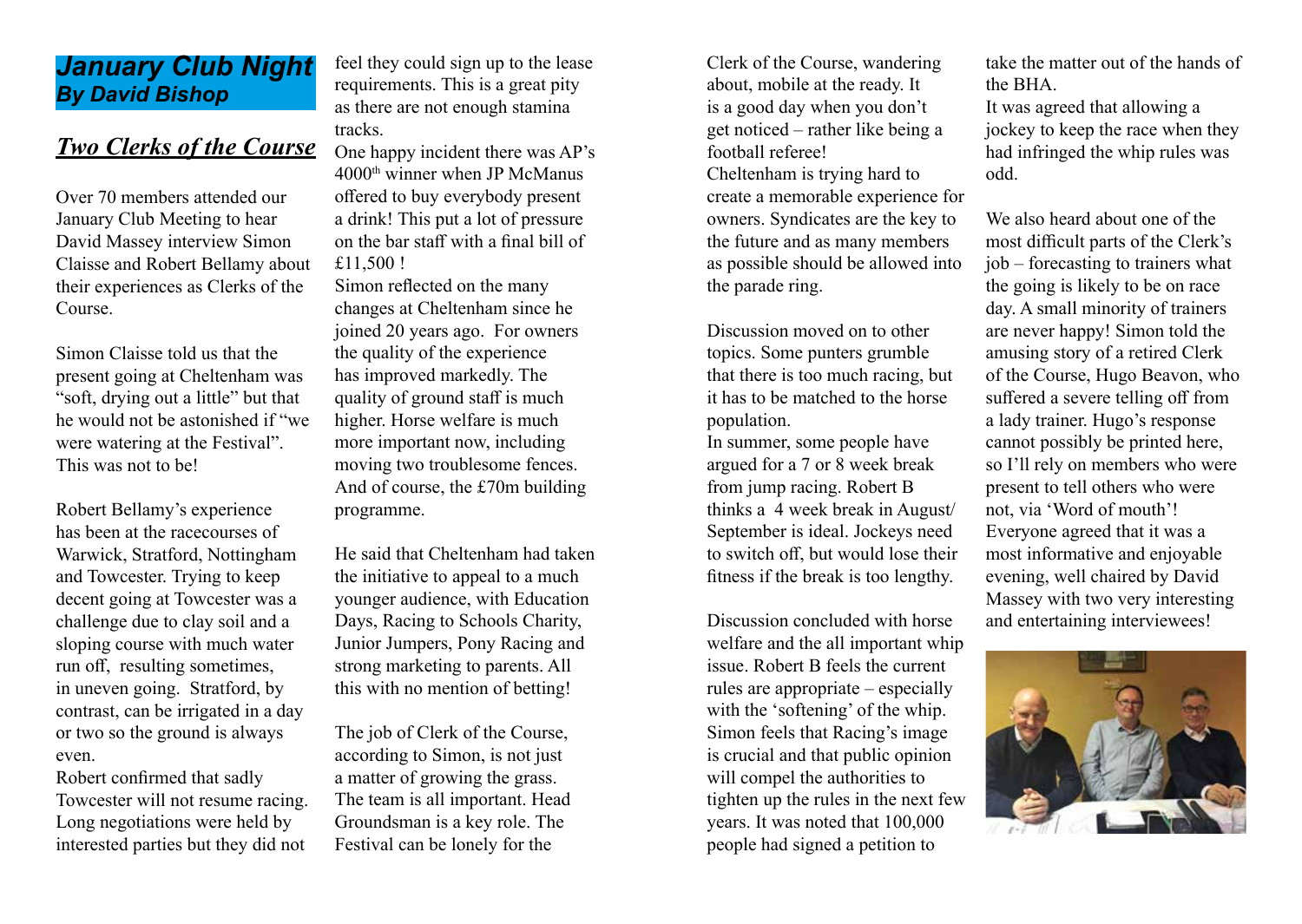# *January Club Night*
## *By David Bishop*

## ***Two Clerks of the Course***

Over 70 members attended our January Club Meeting to hear David Massey interview Simon Claisse and Robert Bellamy about their experiences as Clerks of the Course.

Simon Claisse told us that the present going at Cheltenham was "soft, drying out a little" but that he would not be astonished if "we were watering at the Festival". This was not to be!

Robert Bellamy's experience has been at the racecourses of Warwick, Stratford, Nottingham and Towcester. Trying to keep decent going at Towcester was a challenge due to clay soil and a sloping course with much water run off, resulting sometimes, in uneven going. Stratford, by contrast, can be irrigated in a day or two so the ground is always even.

Robert confirmed that sadly Towcester will not resume racing. Long negotiations were held by interested parties but they did not feel they could sign up to the lease requirements. This is a great pity as there are not enough stamina tracks.

One happy incident there was AP's 4000th winner when JP McManus offered to buy everybody present a drink! This put a lot of pressure on the bar staff with a final bill of £11,500 !

Simon reflected on the many changes at Cheltenham since he joined 20 years ago. For owners the quality of the experience has improved markedly. The quality of ground staff is much higher. Horse welfare is much more important now, including moving two troublesome fences. And of course, the £70m building programme.

He said that Cheltenham had taken the initiative to appeal to a much younger audience, with Education Days, Racing to Schools Charity, Junior Jumpers, Pony Racing and strong marketing to parents. All this with no mention of betting!

The job of Clerk of the Course, according to Simon, is not just a matter of growing the grass. The team is all important. Head Groundsman is a key role. The Festival can be lonely for the Clerk of the Course, wandering about, mobile at the ready. It is a good day when you don't get noticed – rather like being a football referee!

Cheltenham is trying hard to create a memorable experience for owners. Syndicates are the key to the future and as many members as possible should be allowed into the parade ring.

Discussion moved on to other topics. Some punters grumble that there is too much racing, but it has to be matched to the horse population.

In summer, some people have argued for a 7 or 8 week break from jump racing. Robert B thinks a 4 week break in August/ September is ideal. Jockeys need to switch off, but would lose their fitness if the break is too lengthy.

Discussion concluded with horse welfare and the all important whip issue. Robert B feels the current rules are appropriate – especially with the 'softening' of the whip. Simon feels that Racing's image is crucial and that public opinion will compel the authorities to tighten up the rules in the next few years. It was noted that 100,000 people had signed a petition to take the matter out of the hands of the BHA.

It was agreed that allowing a jockey to keep the race when they had infringed the whip rules was odd.

We also heard about one of the most difficult parts of the Clerk's job – forecasting to trainers what the going is likely to be on race day. A small minority of trainers are never happy! Simon told the amusing story of a retired Clerk of the Course, Hugo Beavon, who suffered a severe telling off from a lady trainer. Hugo's response cannot possibly be printed here, so I'll rely on members who were present to tell others who were not, via 'Word of mouth'!

Everyone agreed that it was a most informative and enjoyable evening, well chaired by David Massey with two very interesting and entertaining interviewees!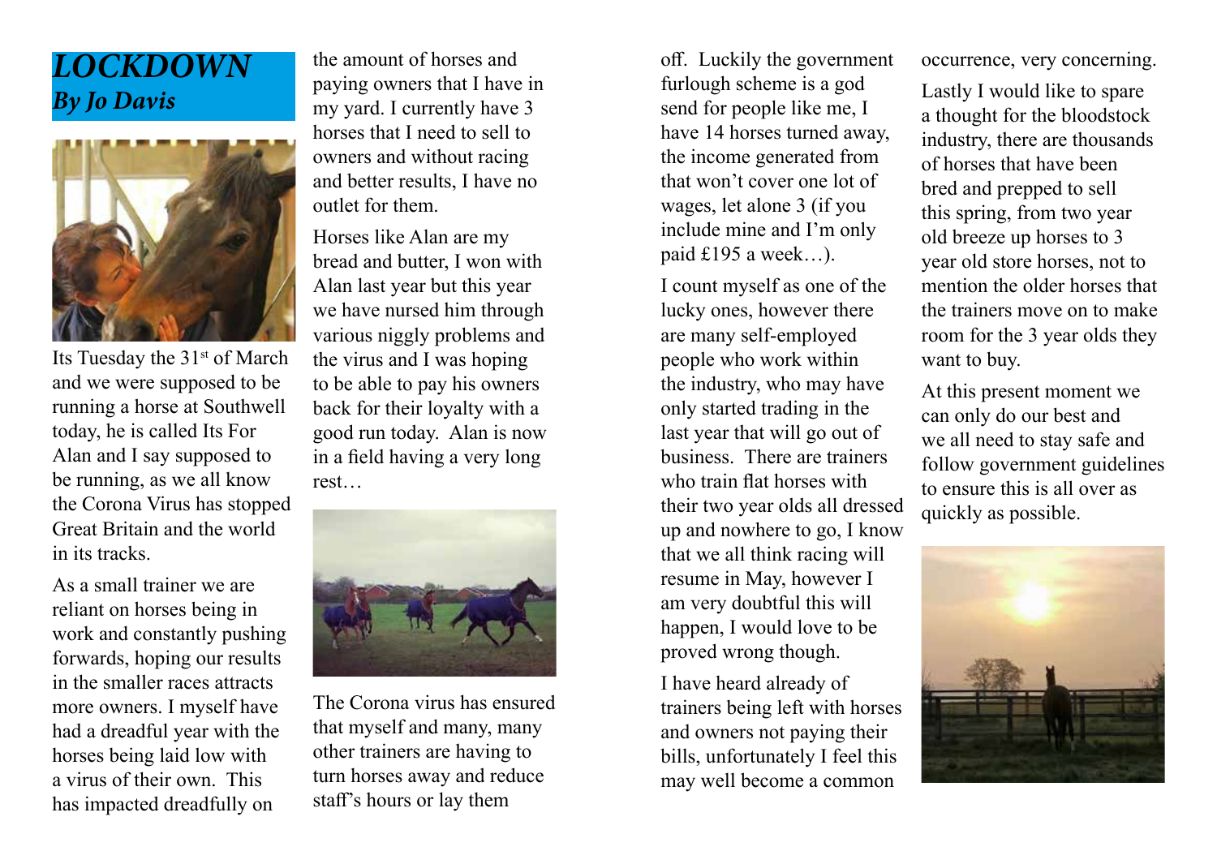# *LOCKDOWN*

***By Jo Davis***

Its Tuesday the 31st of March and we were supposed to be running a horse at Southwell today, he is called Its For Alan and I say supposed to be running, as we all know the Corona Virus has stopped Great Britain and the world in its tracks.

As a small trainer we are reliant on horses being in work and constantly pushing forwards, hoping our results in the smaller races attracts more owners. I myself have had a dreadful year with the horses being laid low with a virus of their own. This has impacted dreadfully on the amount of horses and paying owners that I have in my yard. I currently have 3 horses that I need to sell to owners and without racing and better results, I have no outlet for them.

Horses like Alan are my bread and butter, I won with Alan last year but this year we have nursed him through various niggly problems and the virus and I was hoping to be able to pay his owners back for their loyalty with a good run today. Alan is now in a field having a very long rest…

The Corona virus has ensured that myself and many, many other trainers are having to turn horses away and reduce staff's hours or lay them off. Luckily the government furlough scheme is a god send for people like me, I have 14 horses turned away, the income generated from that won't cover one lot of wages, let alone 3 (if you include mine and I'm only paid £195 a week…).

I count myself as one of the lucky ones, however there are many self-employed people who work within the industry, who may have only started trading in the last year that will go out of business. There are trainers who train flat horses with their two year olds all dressed up and nowhere to go, I know that we all think racing will resume in May, however I am very doubtful this will happen, I would love to be proved wrong though.

I have heard already of trainers being left with horses and owners not paying their bills, unfortunately I feel this may well become a common occurrence, very concerning.

Lastly I would like to spare a thought for the bloodstock industry, there are thousands of horses that have been bred and prepped to sell this spring, from two year old breeze up horses to 3 year old store horses, not to mention the older horses that the trainers move on to make room for the 3 year olds they want to buy.

At this present moment we can only do our best and we all need to stay safe and follow government guidelines to ensure this is all over as quickly as possible.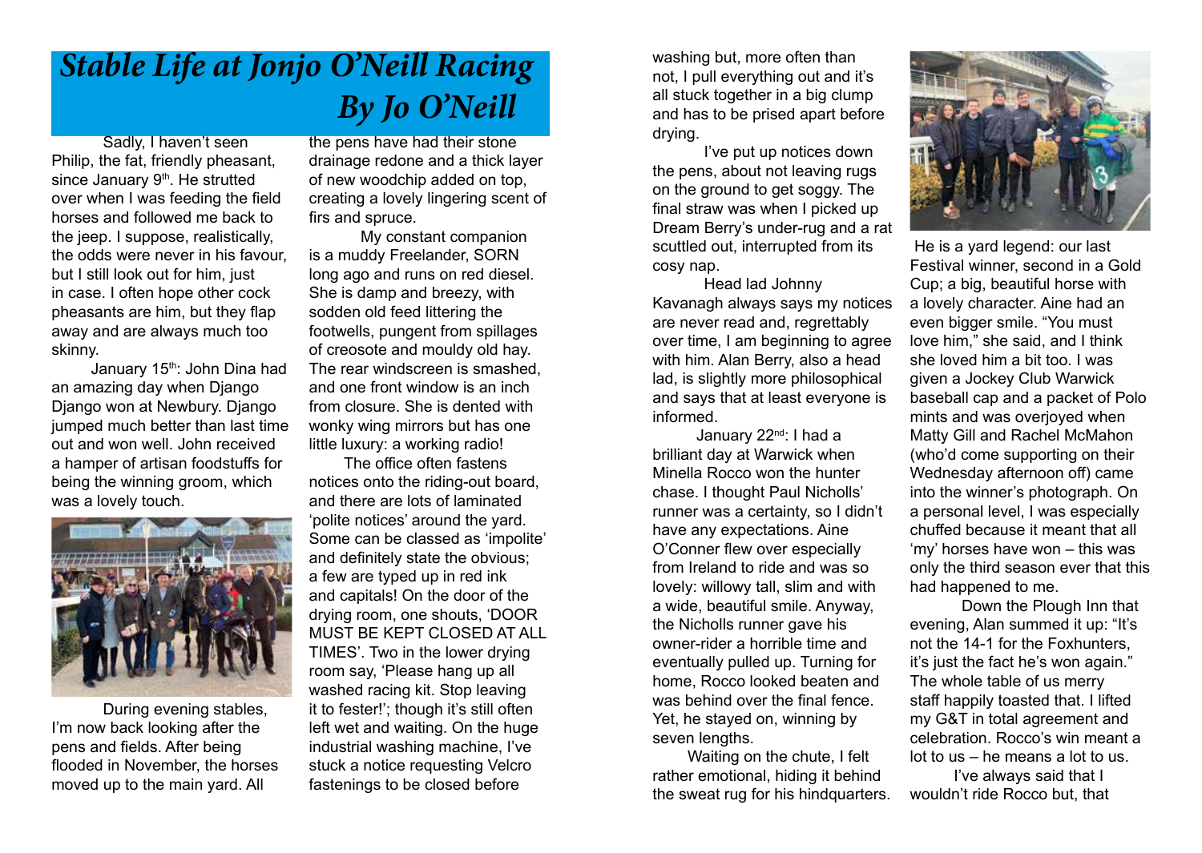# *Stable Life at Jonjo O'Neill Racing*

## *By Jo O'Neill*

Sadly, I haven't seen Philip, the fat, friendly pheasant, since January 9th. He strutted over when I was feeding the field horses and followed me back to the jeep. I suppose, realistically, the odds were never in his favour, but I still look out for him, just in case. I often hope other cock pheasants are him, but they flap away and are always much too skinny.

January 15th: John Dina had an amazing day when Django Django won at Newbury. Django jumped much better than last time out and won well. John received a hamper of artisan foodstuffs for being the winning groom, which was a lovely touch.

During evening stables, I'm now back looking after the pens and fields. After being flooded in November, the horses moved up to the main yard. All the pens have had their stone drainage redone and a thick layer of new woodchip added on top, creating a lovely lingering scent of firs and spruce.

My constant companion is a muddy Freelander, SORN long ago and runs on red diesel. She is damp and breezy, with sodden old feed littering the footwells, pungent from spillages of creosote and mouldy old hay. The rear windscreen is smashed, and one front window is an inch from closure. She is dented with wonky wing mirrors but has one little luxury: a working radio!

The office often fastens notices onto the riding-out board, and there are lots of laminated 'polite notices' around the yard. Some can be classed as 'impolite' and definitely state the obvious; a few are typed up in red ink and capitals! On the door of the drying room, one shouts, 'DOOR MUST BE KEPT CLOSED AT ALL TIMES'. Two in the lower drying room say, 'Please hang up all washed racing kit. Stop leaving it to fester!'; though it's still often left wet and waiting. On the huge industrial washing machine, I've stuck a notice requesting Velcro fastenings to be closed before washing but, more often than not, I pull everything out and it's all stuck together in a big clump and has to be prised apart before drying.

I've put up notices down the pens, about not leaving rugs on the ground to get soggy. The final straw was when I picked up Dream Berry's under-rug and a rat scuttled out, interrupted from its cosy nap.

Head lad Johnny Kavanagh always says my notices are never read and, regrettably over time, I am beginning to agree with him. Alan Berry, also a head lad, is slightly more philosophical and says that at least everyone is informed.

January 22nd: I had a brilliant day at Warwick when Minella Rocco won the hunter chase. I thought Paul Nicholls' runner was a certainty, so I didn't have any expectations. Aine O'Conner flew over especially from Ireland to ride and was so lovely: willowy tall, slim and with a wide, beautiful smile. Anyway, the Nicholls runner gave his owner-rider a horrible time and eventually pulled up. Turning for home, Rocco looked beaten and was behind over the final fence. Yet, he stayed on, winning by seven lengths.

Waiting on the chute, I felt rather emotional, hiding it behind the sweat rug for his hindquarters. He is a yard legend: our last Festival winner, second in a Gold Cup; a big, beautiful horse with a lovely character. Aine had an even bigger smile. "You must love him," she said, and I think she loved him a bit too. I was given a Jockey Club Warwick baseball cap and a packet of Polo mints and was overjoyed when Matty Gill and Rachel McMahon (who'd come supporting on their Wednesday afternoon off) came into the winner's photograph. On a personal level, I was especially chuffed because it meant that all 'my' horses have won – this was only the third season ever that this had happened to me.

Down the Plough Inn that evening, Alan summed it up: "It's not the 14-1 for the Foxhunters, it's just the fact he's won again." The whole table of us merry staff happily toasted that. I lifted my G&T in total agreement and celebration. Rocco's win meant a lot to us – he means a lot to us.

I've always said that I wouldn't ride Rocco but, that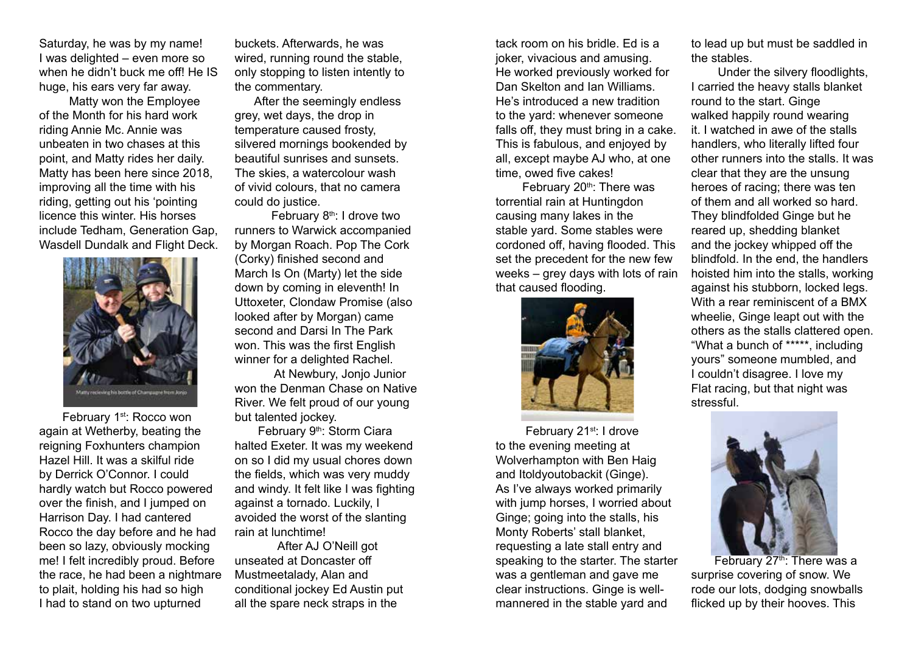Saturday, he was by my name! I was delighted – even more so when he didn't buck me off! He IS huge, his ears very far away.

Matty won the Employee of the Month for his hard work riding Annie Mc. Annie was unbeaten in two chases at this point, and Matty rides her daily. Matty has been here since 2018, improving all the time with his riding, getting out his 'pointing licence this winter. His horses include Tedham, Generation Gap, Wasdell Dundalk and Flight Deck.

Matty recieving his bottle of Champagne from Jonjo

February 1st: Rocco won again at Wetherby, beating the reigning Foxhunters champion Hazel Hill. It was a skilful ride by Derrick O'Connor. I could hardly watch but Rocco powered over the finish, and I jumped on Harrison Day. I had cantered Rocco the day before and he had been so lazy, obviously mocking me! I felt incredibly proud. Before the race, he had been a nightmare to plait, holding his had so high I had to stand on two upturned buckets. Afterwards, he was wired, running round the stable, only stopping to listen intently to the commentary.

After the seemingly endless grey, wet days, the drop in temperature caused frosty, silvered mornings bookended by beautiful sunrises and sunsets. The skies, a watercolour wash of vivid colours, that no camera could do justice.

February 8th: I drove two runners to Warwick accompanied by Morgan Roach. Pop The Cork (Corky) finished second and March Is On (Marty) let the side down by coming in eleventh! In Uttoxeter, Clondaw Promise (also looked after by Morgan) came second and Darsi In The Park won. This was the first English winner for a delighted Rachel.

At Newbury, Jonjo Junior won the Denman Chase on Native River. We felt proud of our young but talented jockey.

February 9th: Storm Ciara halted Exeter. It was my weekend on so I did my usual chores down the fields, which was very muddy and windy. It felt like I was fighting against a tornado. Luckily, I avoided the worst of the slanting rain at lunchtime!

After AJ O'Neill got unseated at Doncaster off Mustmeetalady, Alan and conditional jockey Ed Austin put all the spare neck straps in the tack room on his bridle. Ed is a joker, vivacious and amusing. He worked previously worked for Dan Skelton and Ian Williams. He's introduced a new tradition to the yard: whenever someone falls off, they must bring in a cake. This is fabulous, and enjoyed by all, except maybe AJ who, at one time, owed five cakes!

February 20th: There was torrential rain at Huntingdon causing many lakes in the stable yard. Some stables were cordoned off, having flooded. This set the precedent for the new few weeks – grey days with lots of rain that caused flooding.

February 21st: I drove to the evening meeting at Wolverhampton with Ben Haig and Itoldyoutobackit (Ginge). As I've always worked primarily with jump horses, I worried about Ginge; going into the stalls, his Monty Roberts' stall blanket, requesting a late stall entry and speaking to the starter. The starter was a gentleman and gave me clear instructions. Ginge is well-mannered in the stable yard and to lead up but must be saddled in the stables.

Under the silvery floodlights, I carried the heavy stalls blanket round to the start. Ginge walked happily round wearing it. I watched in awe of the stalls handlers, who literally lifted four other runners into the stalls. It was clear that they are the unsung heroes of racing; there was ten of them and all worked so hard. They blindfolded Ginge but he reared up, shedding blanket and the jockey whipped off the blindfold. In the end, the handlers hoisted him into the stalls, working against his stubborn, locked legs. With a rear reminiscent of a BMX wheelie, Ginge leapt out with the others as the stalls clattered open. "What a bunch of *****, including yours" someone mumbled, and I couldn't disagree. I love my Flat racing, but that night was stressful.

February 27th: There was a surprise covering of snow. We rode our lots, dodging snowballs flicked up by their hooves. This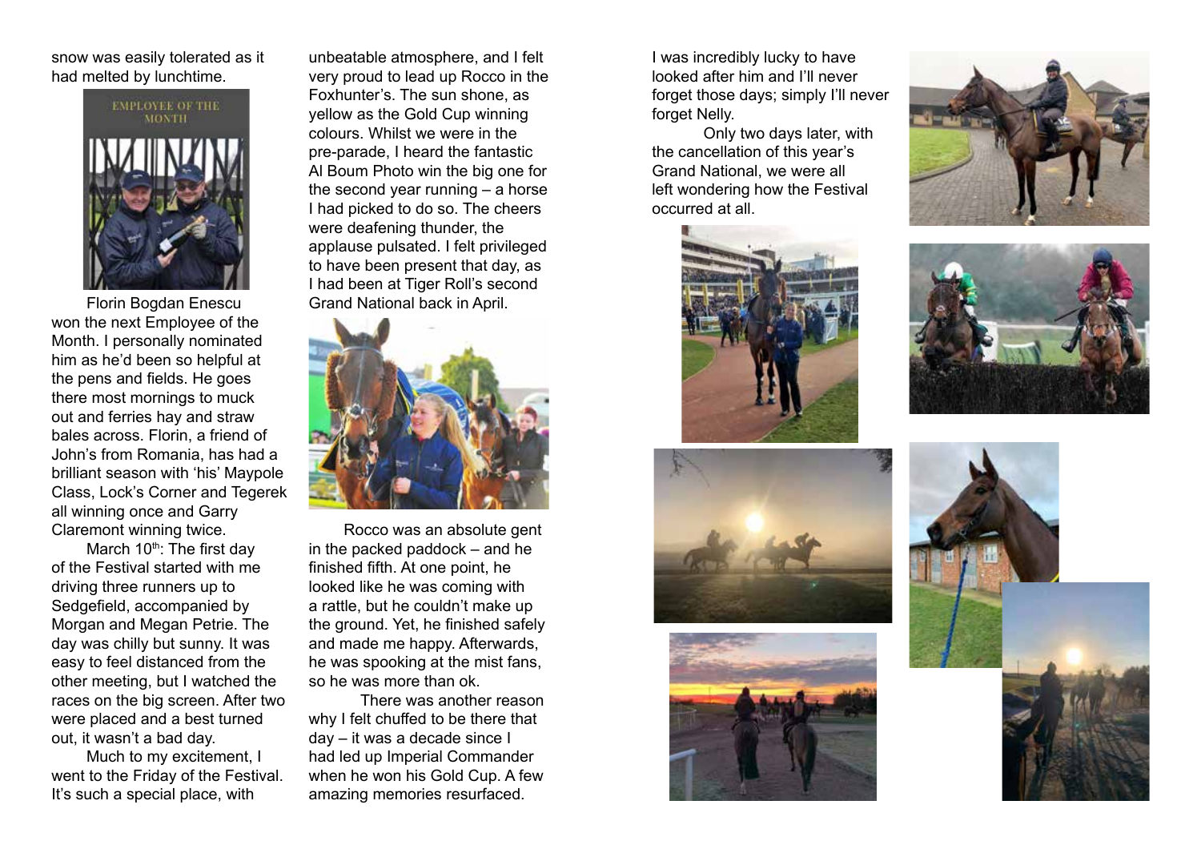snow was easily tolerated as it had melted by lunchtime.

Florin Bogdan Enescu won the next Employee of the Month. I personally nominated him as he'd been so helpful at the pens and fields. He goes there most mornings to muck out and ferries hay and straw bales across. Florin, a friend of John's from Romania, has had a brilliant season with 'his' Maypole Class, Lock's Corner and Tegerek all winning once and Garry Claremont winning twice.

March 10th: The first day of the Festival started with me driving three runners up to Sedgefield, accompanied by Morgan and Megan Petrie. The day was chilly but sunny. It was easy to feel distanced from the other meeting, but I watched the races on the big screen. After two were placed and a best turned out, it wasn't a bad day.

Much to my excitement, I went to the Friday of the Festival. It's such a special place, with unbeatable atmosphere, and I felt very proud to lead up Rocco in the Foxhunter's. The sun shone, as yellow as the Gold Cup winning colours. Whilst we were in the pre-parade, I heard the fantastic Al Boum Photo win the big one for the second year running – a horse I had picked to do so. The cheers were deafening thunder, the applause pulsated. I felt privileged to have been present that day, as I had been at Tiger Roll's second Grand National back in April.

Rocco was an absolute gent in the packed paddock – and he finished fifth. At one point, he looked like he was coming with a rattle, but he couldn't make up the ground. Yet, he finished safely and made me happy. Afterwards, he was spooking at the mist fans, so he was more than ok.

There was another reason why I felt chuffed to be there that day – it was a decade since I had led up Imperial Commander when he won his Gold Cup. A few amazing memories resurfaced.

I was incredibly lucky to have looked after him and I'll never forget those days; simply I'll never forget Nelly.

Only two days later, with the cancellation of this year's Grand National, we were all left wondering how the Festival occurred at all.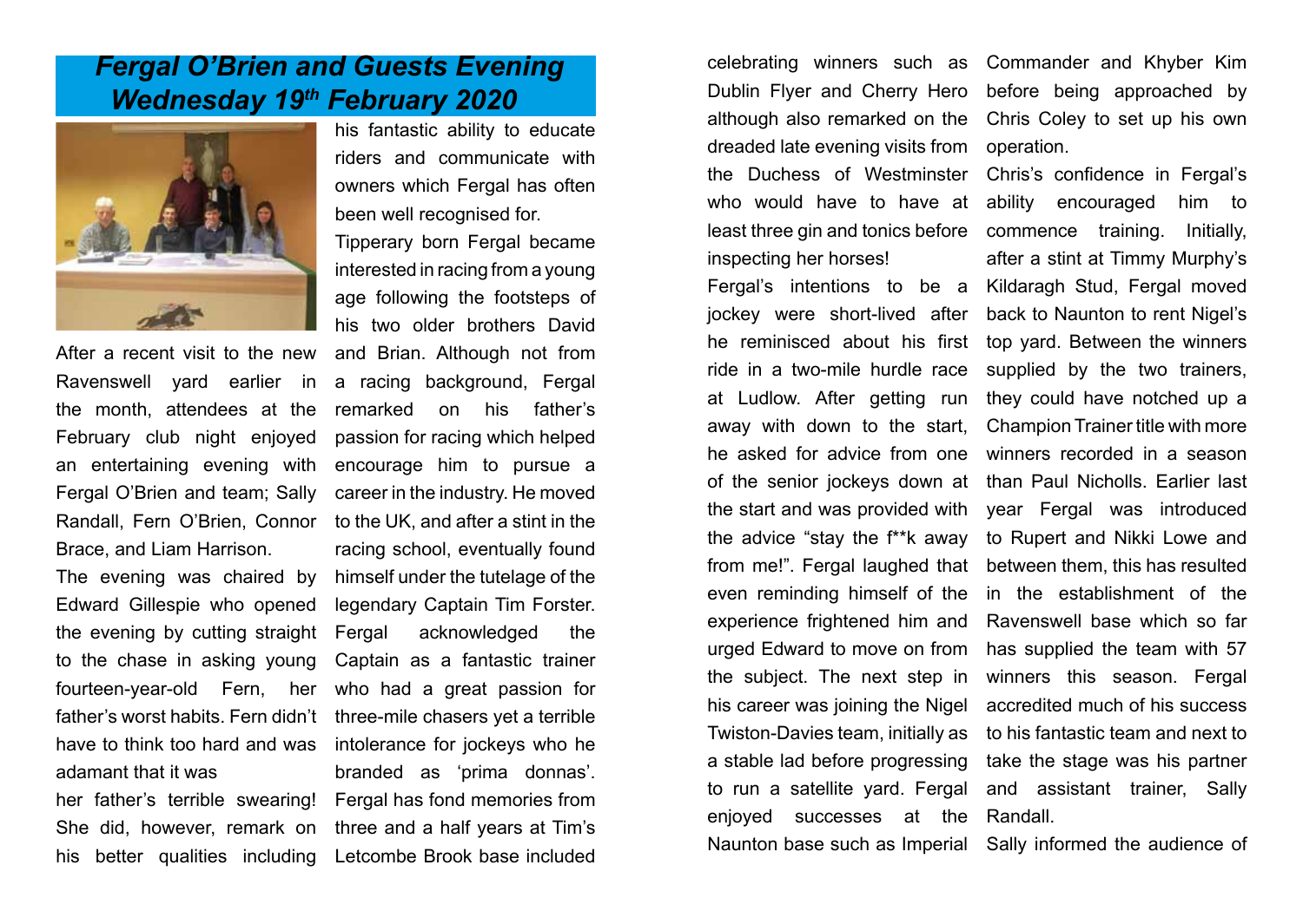# *Fergal O'Brien and Guests Evening Wednesday 19th February 2020*

After a recent visit to the new Ravenswell yard earlier in the month, attendees at the February club night enjoyed an entertaining evening with Fergal O'Brien and team; Sally Randall, Fern O'Brien, Connor Brace, and Liam Harrison.

The evening was chaired by Edward Gillespie who opened the evening by cutting straight to the chase in asking young fourteen-year-old Fern, her father's worst habits. Fern didn't have to think too hard and was adamant that it was her father's terrible swearing! She did, however, remark on his better qualities including his fantastic ability to educate riders and communicate with owners which Fergal has often been well recognised for.

Tipperary born Fergal became interested in racing from a young age following the footsteps of his two older brothers David and Brian. Although not from a racing background, Fergal remarked on his father's passion for racing which helped encourage him to pursue a career in the industry. He moved to the UK, and after a stint in the racing school, eventually found himself under the tutelage of the legendary Captain Tim Forster. Fergal acknowledged the Captain as a fantastic trainer who had a great passion for three-mile chasers yet a terrible intolerance for jockeys who he branded as 'prima donnas'. Fergal has fond memories from three and a half years at Tim's Letcombe Brook base included celebrating winners such as Dublin Flyer and Cherry Hero although also remarked on the dreaded late evening visits from the Duchess of Westminster who would have to have at least three gin and tonics before inspecting her horses!

Fergal's intentions to be a jockey were short-lived after he reminisced about his first ride in a two-mile hurdle race at Ludlow. After getting run away with down to the start, he asked for advice from one of the senior jockeys down at the start and was provided with the advice "stay the f**k away from me!". Fergal laughed that even reminding himself of the experience frightened him and urged Edward to move on from the subject. The next step in his career was joining the Nigel Twiston-Davies team, initially as a stable lad before progressing to run a satellite yard. Fergal enjoyed successes at the Naunton base such as Imperial Commander and Khyber Kim before being approached by Chris Coley to set up his own operation.

Chris's confidence in Fergal's ability encouraged him to commence training. Initially, after a stint at Timmy Murphy's Kildaragh Stud, Fergal moved back to Naunton to rent Nigel's top yard. Between the winners supplied by the two trainers, they could have notched up a Champion Trainer title with more winners recorded in a season than Paul Nicholls. Earlier last year Fergal was introduced to Rupert and Nikki Lowe and between them, this has resulted in the establishment of the Ravenswell base which so far has supplied the team with 57 winners this season. Fergal accredited much of his success to his fantastic team and next to take the stage was his partner and assistant trainer, Sally Randall.

Sally informed the audience of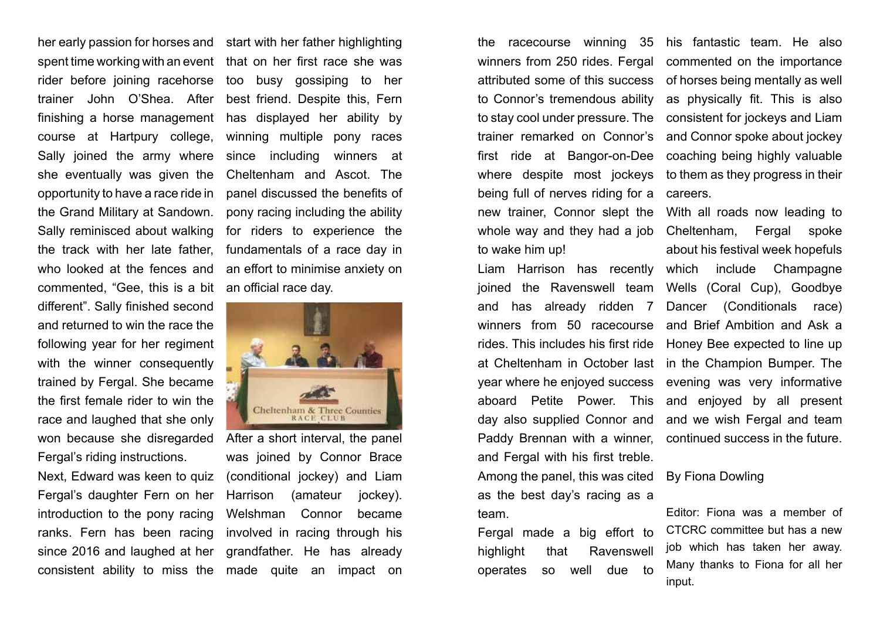her early passion for horses and spent time working with an event rider before joining racehorse trainer John O'Shea. After finishing a horse management course at Hartpury college, Sally joined the army where she eventually was given the opportunity to have a race ride in the Grand Military at Sandown. Sally reminisced about walking the track with her late father, who looked at the fences and commented, "Gee, this is a bit different". Sally finished second and returned to win the race the following year for her regiment with the winner consequently trained by Fergal. She became the first female rider to win the race and laughed that she only won because she disregarded Fergal's riding instructions.

Next, Edward was keen to quiz Fergal's daughter Fern on her introduction to the pony racing ranks. Fern has been racing since 2016 and laughed at her consistent ability to miss the start with her father highlighting that on her first race she was too busy gossiping to her best friend. Despite this, Fern has displayed her ability by winning multiple pony races since including winners at Cheltenham and Ascot. The panel discussed the benefits of pony racing including the ability for riders to experience the fundamentals of a race day in an effort to minimise anxiety on an official race day.

After a short interval, the panel was joined by Connor Brace (conditional jockey) and Liam Harrison (amateur jockey). Welshman Connor became involved in racing through his grandfather. He has already made quite an impact on the racecourse winning 35 winners from 250 rides. Fergal attributed some of this success to Connor's tremendous ability to stay cool under pressure. The trainer remarked on Connor's first ride at Bangor-on-Dee where despite most jockeys being full of nerves riding for a new trainer, Connor slept the whole way and they had a job to wake him up!

Liam Harrison has recently joined the Ravenswell team and has already ridden 7 winners from 50 racecourse rides. This includes his first ride at Cheltenham in October last year where he enjoyed success aboard Petite Power. This day also supplied Connor and Paddy Brennan with a winner, and Fergal with his first treble. Among the panel, this was cited as the best day's racing as a team.

Fergal made a big effort to highlight that Ravenswell operates so well due to his fantastic team. He also commented on the importance of horses being mentally as well as physically fit. This is also consistent for jockeys and Liam and Connor spoke about jockey coaching being highly valuable to them as they progress in their careers.

With all roads now leading to Cheltenham, Fergal spoke about his festival week hopefuls which include Champagne Wells (Coral Cup), Goodbye Dancer (Conditionals race) and Brief Ambition and Ask a Honey Bee expected to line up in the Champion Bumper. The evening was very informative and enjoyed by all present and we wish Fergal and team continued success in the future.

By Fiona Dowling

Editor: Fiona was a member of CTCRC committee but has a new job which has taken her away. Many thanks to Fiona for all her input.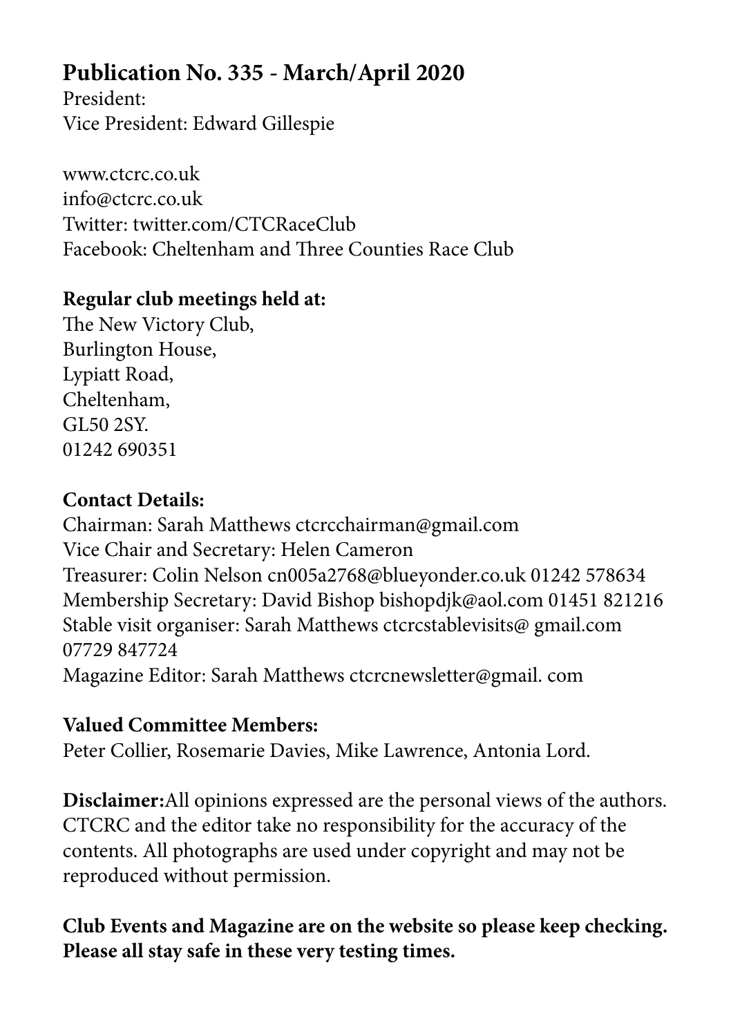## Publication No. 335 - March/April 2020

President:
Vice President: Edward Gillespie

www.ctcrc.co.uk
info@ctcrc.co.uk
Twitter: twitter.com/CTCRaceClub
Facebook: Cheltenham and Three Counties Race Club

**Regular club meetings held at:**
The New Victory Club,
Burlington House,
Lypiatt Road,
Cheltenham,
GL50 2SY.
01242 690351

**Contact Details:**
Chairman: Sarah Matthews ctcrcchairman@gmail.com
Vice Chair and Secretary: Helen Cameron
Treasurer: Colin Nelson cn005a2768@blueyonder.co.uk 01242 578634
Membership Secretary: David Bishop bishopdjk@aol.com 01451 821216
Stable visit organiser: Sarah Matthews ctcrcstablevisits@ gmail.com 07729 847724
Magazine Editor: Sarah Matthews ctcrcnewsletter@gmail. com

**Valued Committee Members:**
Peter Collier, Rosemarie Davies, Mike Lawrence, Antonia Lord.

**Disclaimer:**All opinions expressed are the personal views of the authors. CTCRC and the editor take no responsibility for the accuracy of the contents. All photographs are used under copyright and may not be reproduced without permission.

**Club Events and Magazine are on the website so please keep checking. Please all stay safe in these very testing times.**